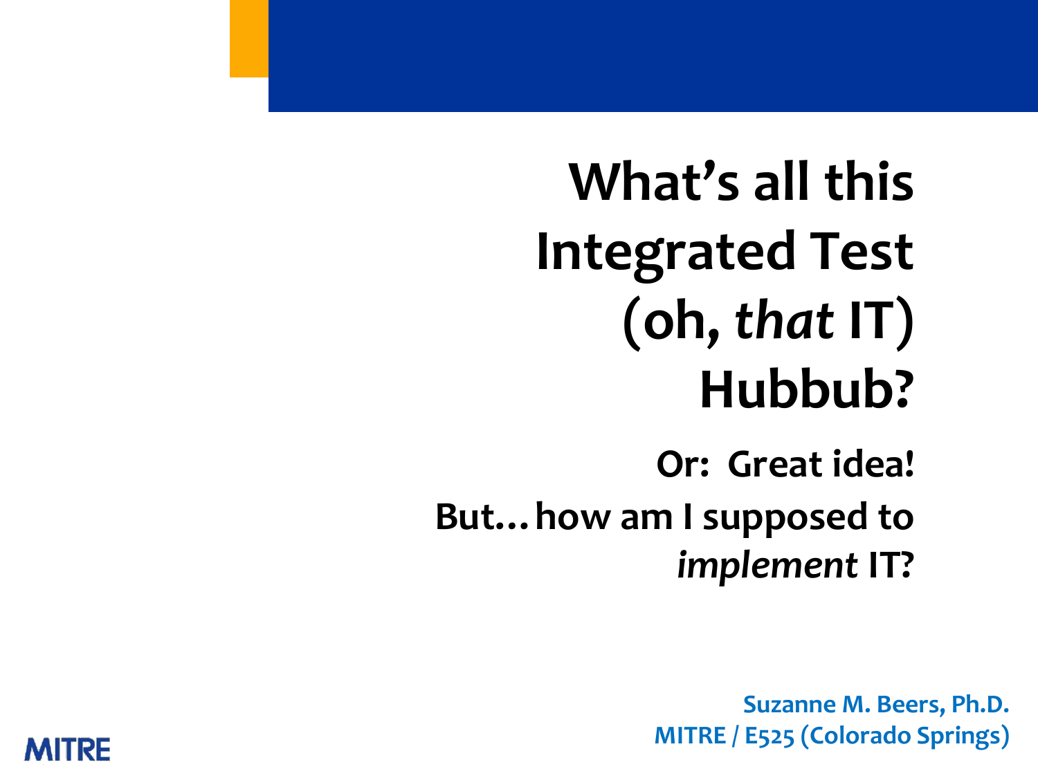# What's all this Integrated Test (oh, *that* IT) Hubbub?

## Or: Great idea! But…how am I supposed to *implement* IT?

**Suzanne M. Beers, Ph.D.**
**MITRE / E525 (Colorado Springs)**

MITRE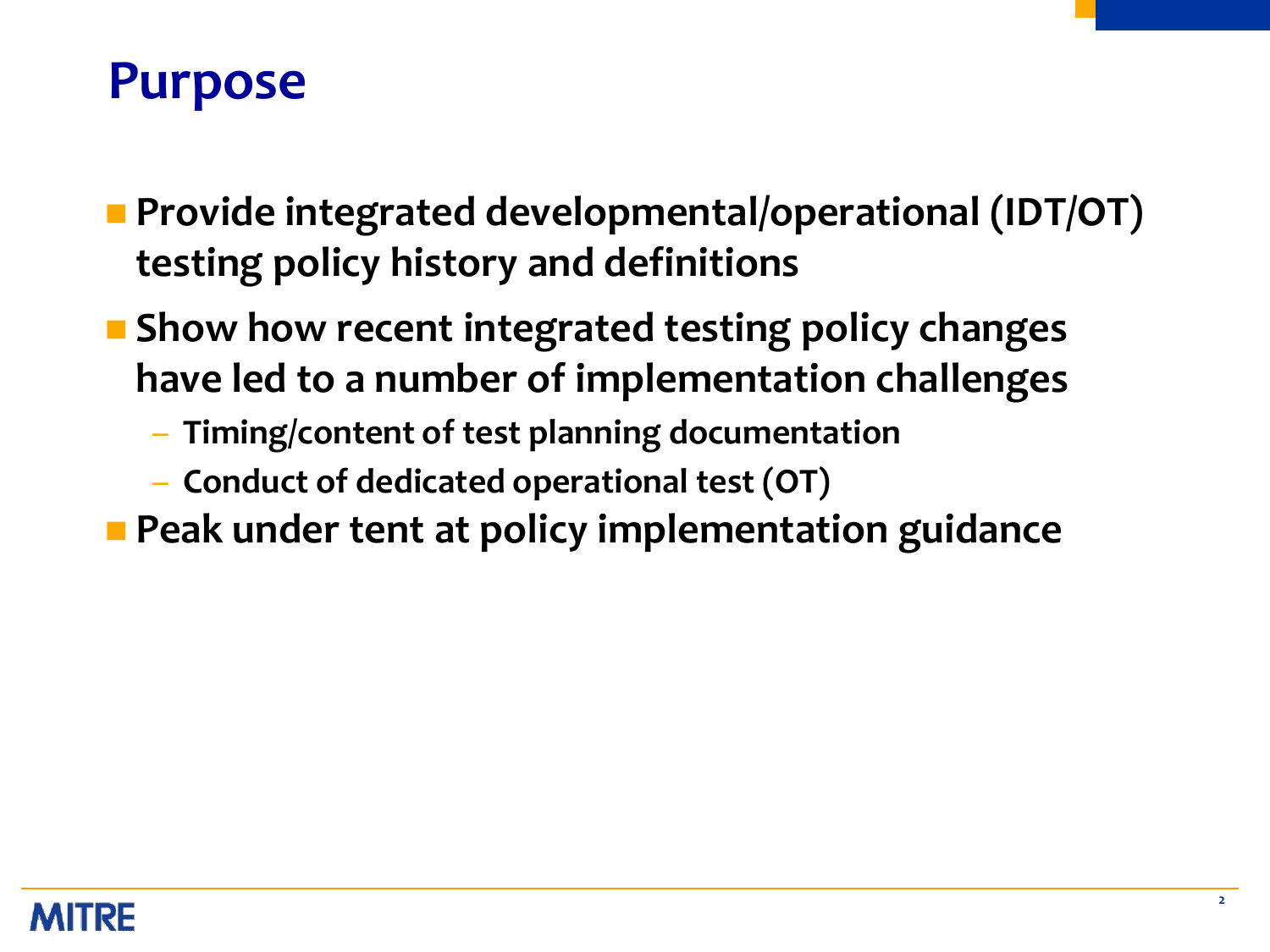# Purpose

- **Provide integrated developmental/operational (IDT/OT) testing policy history and definitions**
- **Show how recent integrated testing policy changes have led to a number of implementation challenges**
  - **Timing/content of test planning documentation**
  - **Conduct of dedicated operational test (OT)**
- **Peak under tent at policy implementation guidance**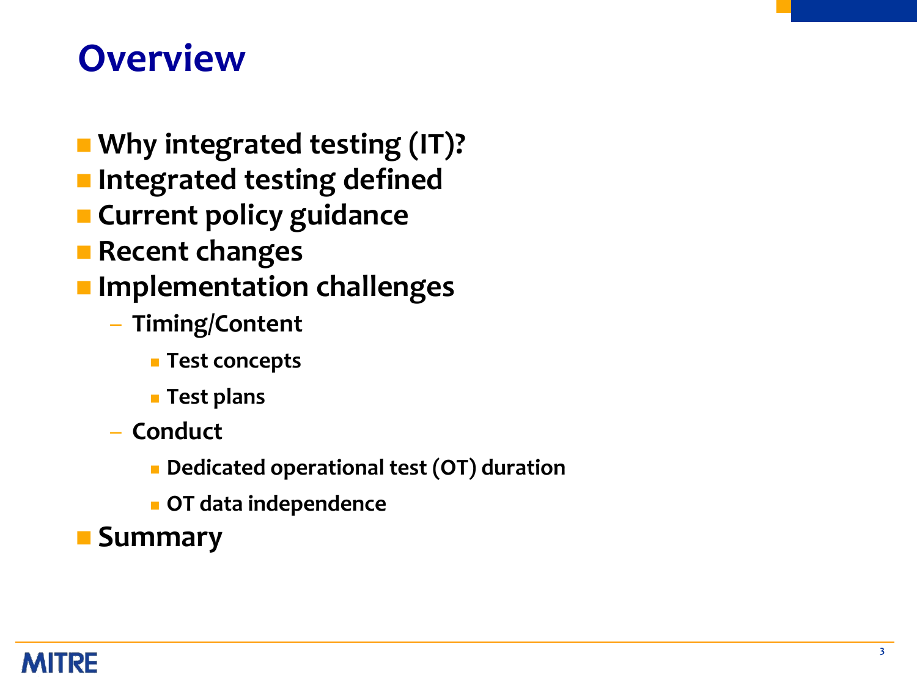# Overview

- Why integrated testing (IT)?
- Integrated testing defined
- Current policy guidance
- Recent changes
- Implementation challenges
  - Timing/Content
    - Test concepts
    - Test plans
  - Conduct
    - Dedicated operational test (OT) duration
    - OT data independence
- Summary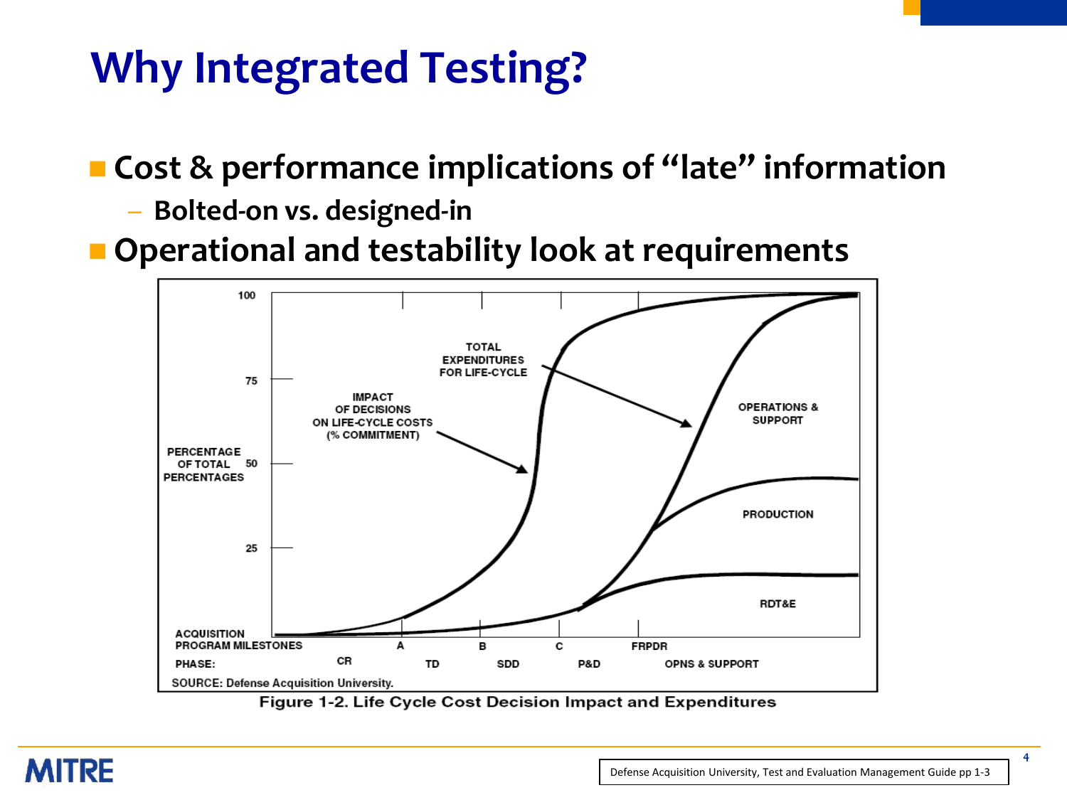# Why Integrated Testing?

- **Cost & performance implications of "late" information**
  - **Bolted-on vs. designed-in**
- **Operational and testability look at requirements**

Figure 1-2. Life Cycle Cost Decision Impact and Expenditures

Defense Acquisition University, Test and Evaluation Management Guide pp 1-3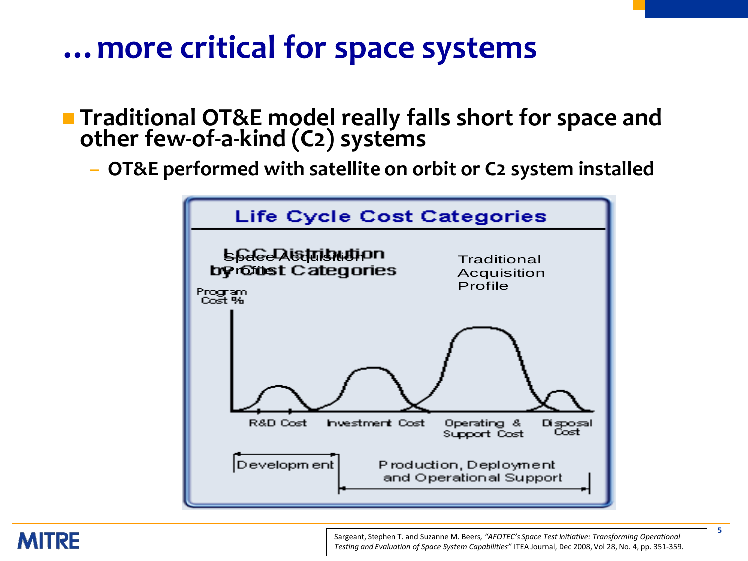# … more critical for space systems

- **Traditional OT&E model really falls short for space and other few-of-a-kind (C2) systems**
  - **OT&E performed with satellite on orbit or C2 system installed**

**Life Cycle Cost Categories**

LCC Distribution by Cost Categories

Space Acquisition Profile

Traditional Acquisition Profile

Program Cost %

R&D Cost | Investment Cost | Operating & Support Cost | Disposal Cost

Development | Production, Deployment and Operational Support

Sargeant, Stephen T. and Suzanne M. Beers, *"AFOTEC's Space Test Initiative: Transforming Operational Testing and Evaluation of Space System Capabilities"* ITEA Journal, Dec 2008, Vol 28, No. 4, pp. 351-359.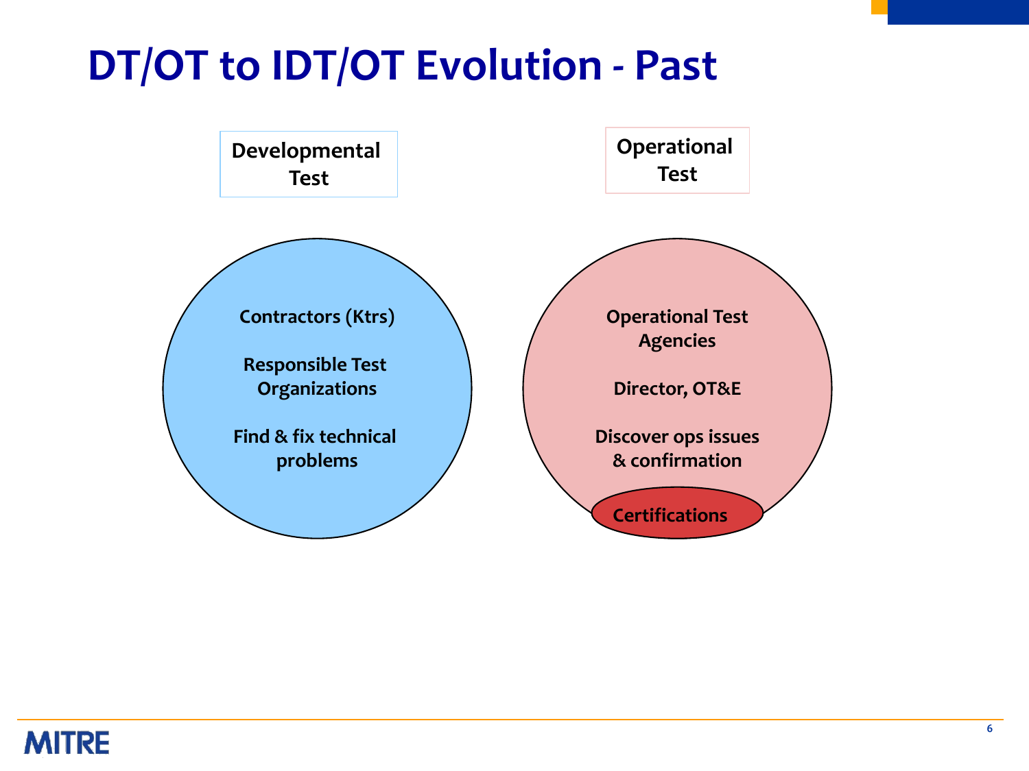# DT/OT to IDT/OT Evolution - Past

**Developmental Test**

- Contractors (Ktrs)
- Responsible Test Organizations
- Find & fix technical problems

**Operational Test**

- Operational Test Agencies
- Director, OT&E
- Discover ops issues & confirmation
- Certifications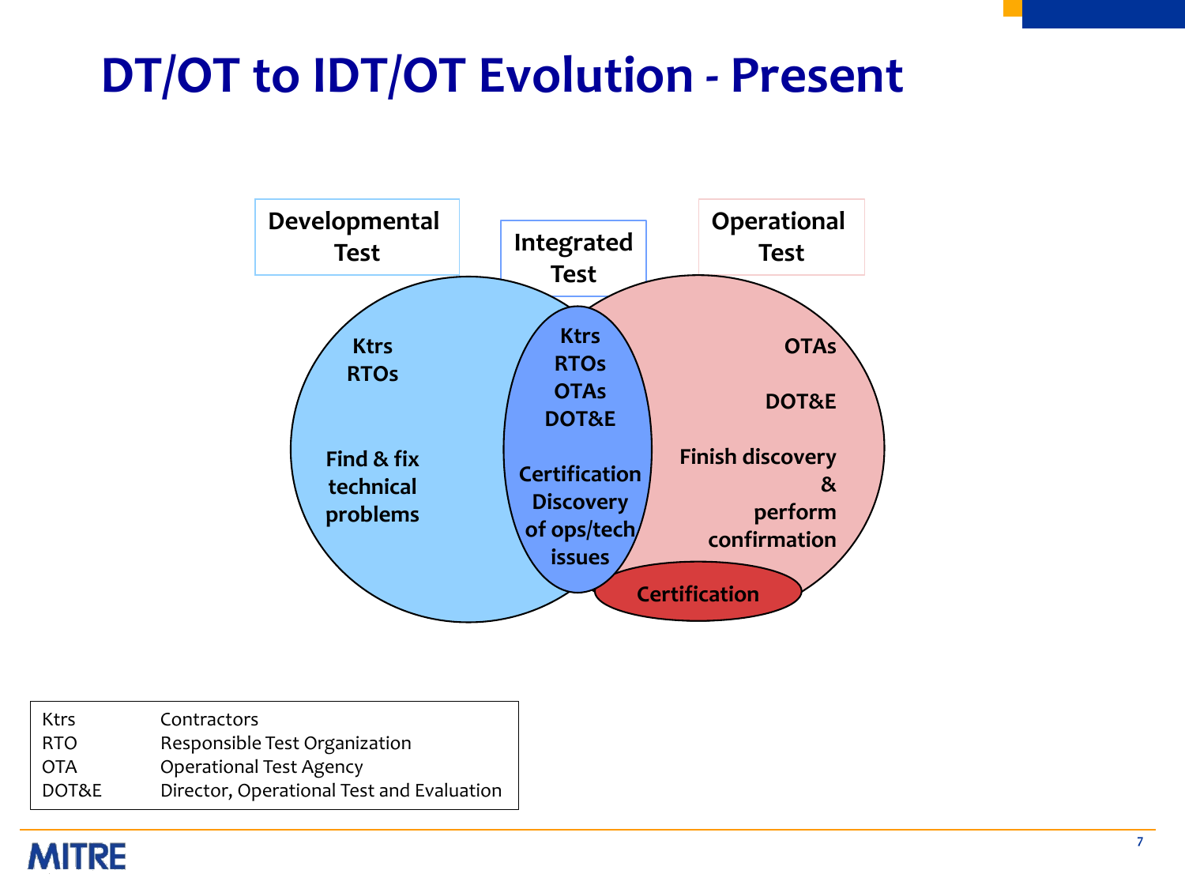# DT/OT to IDT/OT Evolution - Present

**Developmental Test**

Ktrs
RTOs

Find & fix technical problems

**Integrated Test**

Ktrs
RTOs
OTAs
DOT&E

Certification
Discovery of ops/tech issues

**Operational Test**

OTAs

DOT&E

Finish discovery & perform confirmation

Certification

| | |
|---|---|
| Ktrs | Contractors |
| RTO | Responsible Test Organization |
| OTA | Operational Test Agency |
| DOT&E | Director, Operational Test and Evaluation |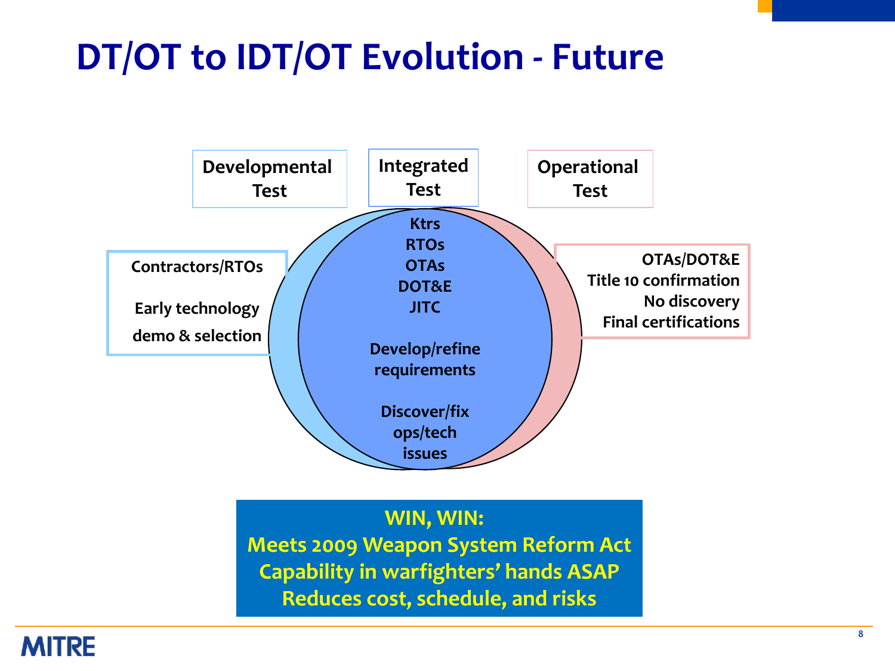# DT/OT to IDT/OT Evolution - Future

**Developmental Test**

**Integrated Test**

**Operational Test**

**Contractors/RTOs**

**Early technology demo & selection**

**Ktrs**
**RTOs**
**OTAs**
**DOT&E**
**JITC**

**Develop/refine requirements**

**Discover/fix ops/tech issues**

**OTAs/DOT&E**
**Title 10 confirmation**
**No discovery**
**Final certifications**

**WIN, WIN:**
**Meets 2009 Weapon System Reform Act**
**Capability in warfighters' hands ASAP**
**Reduces cost, schedule, and risks**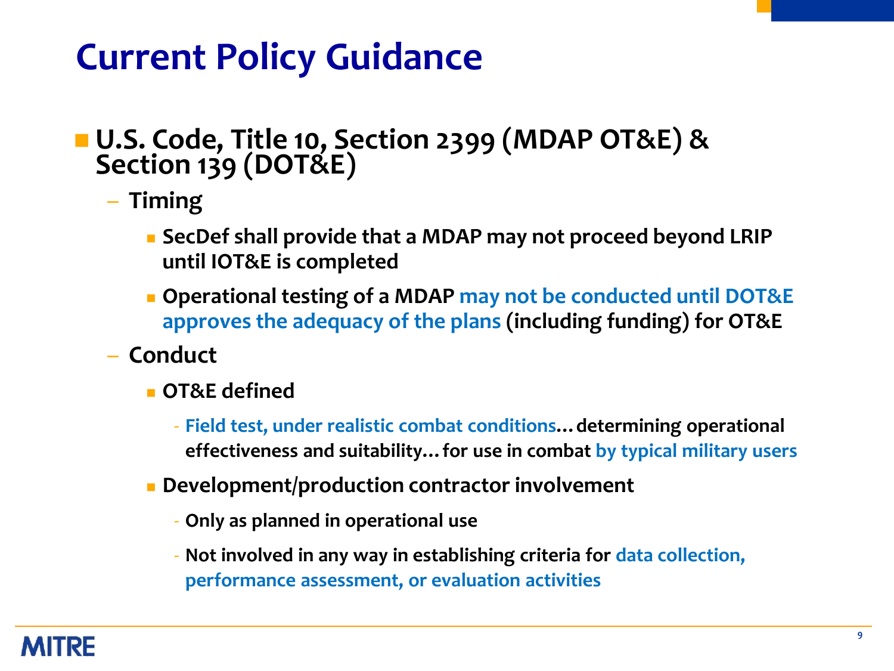# Current Policy Guidance

- **U.S. Code, Title 10, Section 2399 (MDAP OT&E) & Section 139 (DOT&E)**
  - **Timing**
    - **SecDef shall provide that a MDAP may not proceed beyond LRIP until IOT&E is completed**
    - **Operational testing of a MDAP may not be conducted until DOT&E approves the adequacy of the plans (including funding) for OT&E**
  - **Conduct**
    - **OT&E defined**
      - **Field test, under realistic combat conditions… determining operational effectiveness and suitability… for use in combat by typical military users**
    - **Development/production contractor involvement**
      - **Only as planned in operational use**
      - **Not involved in any way in establishing criteria for data collection, performance assessment, or evaluation activities**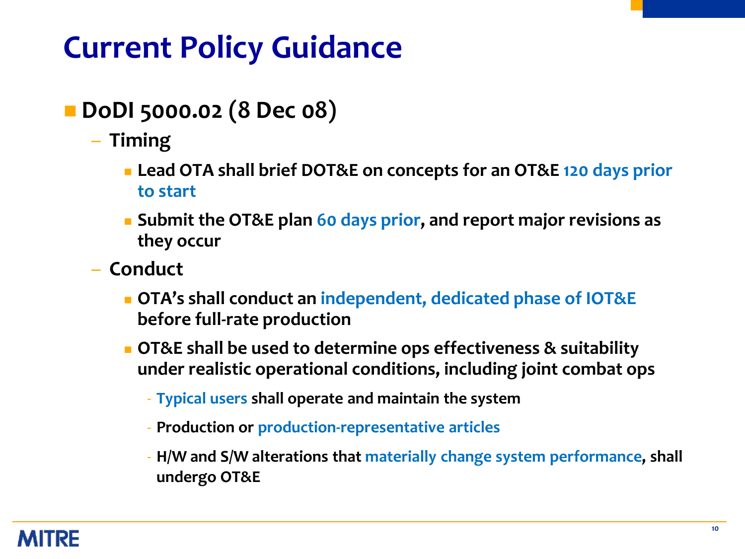# Current Policy Guidance

- **DoDI 5000.02 (8 Dec 08)**
  - **Timing**
    - **Lead OTA shall brief DOT&E on concepts for an OT&E 120 days prior to start**
    - **Submit the OT&E plan 60 days prior, and report major revisions as they occur**
  - **Conduct**
    - **OTA's shall conduct an independent, dedicated phase of IOT&E before full-rate production**
    - **OT&E shall be used to determine ops effectiveness & suitability under realistic operational conditions, including joint combat ops**
      - **Typical users shall operate and maintain the system**
      - **Production or production-representative articles**
      - **H/W and S/W alterations that materially change system performance, shall undergo OT&E**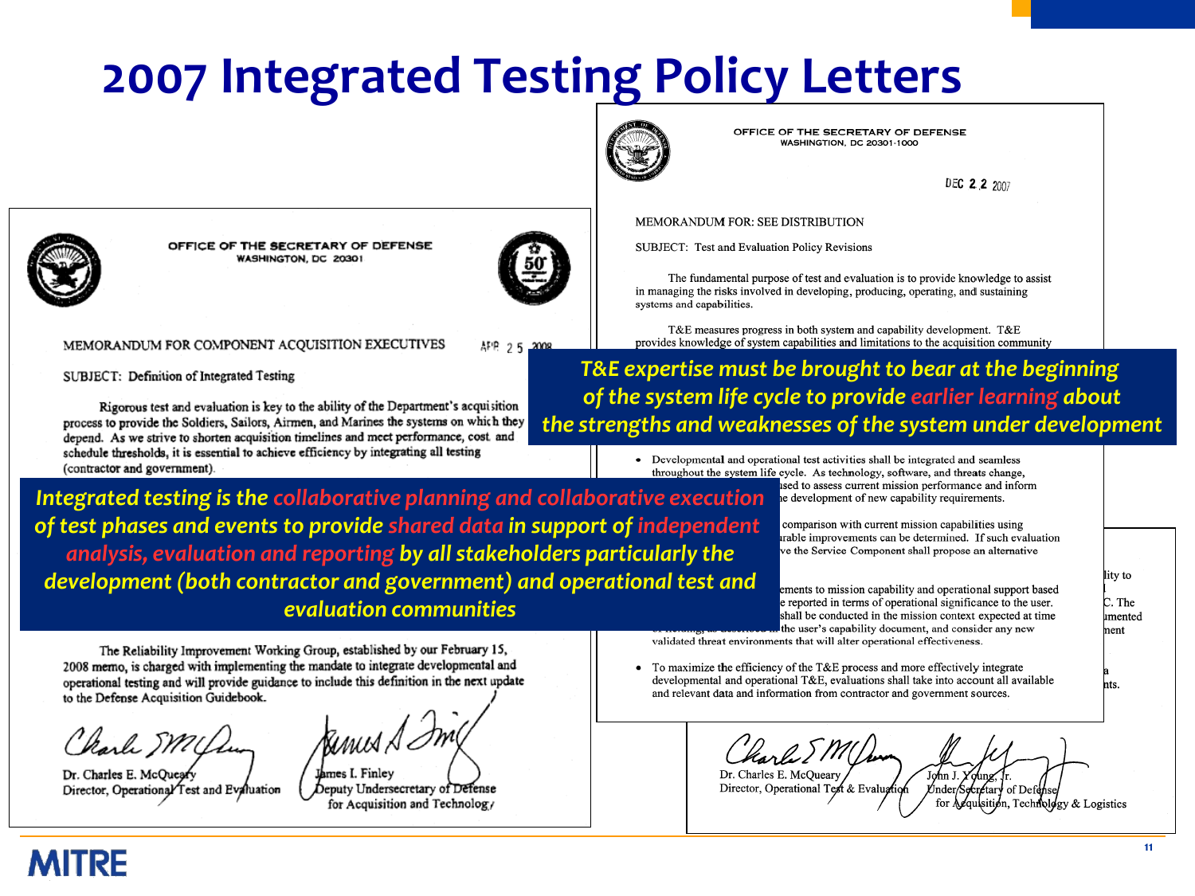# 2007 Integrated Testing Policy Letters

OFFICE OF THE SECRETARY OF DEFENSE
WASHINGTON, DC 20301-1000

DEC 2 2 2007

MEMORANDUM FOR: SEE DISTRIBUTION

SUBJECT: Test and Evaluation Policy Revisions

The fundamental purpose of test and evaluation is to provide knowledge to assist in managing the risks involved in developing, producing, operating, and sustaining systems and capabilities.

T&E measures progress in both system and capability development. T&E provides knowledge of system capabilities and limitations to the acquisition community

***T&E expertise must be brought to bear at the beginning of the system life cycle to provide earlier learning about the strengths and weaknesses of the system under development***

- Developmental and operational test activities shall be integrated and seamless throughout the system life cycle. As technology, software, and threats change, ...sed to assess current mission performance and inform ...e development of new capability requirements.

... comparison with current mission capabilities using ...rable improvements can be determined. If such evaluation ...ve the Service Component shall propose an alternative

...ements to mission capability and operational support based ...e reported in terms of operational significance to the user. ...shall be conducted in the mission context expected at time ... the user's capability document, and consider any new validated threat environments that will alter operational effectiveness.

- To maximize the efficiency of the T&E process and more effectively integrate developmental and operational T&E, evaluations shall take into account all available and relevant data and information from contractor and government sources.

Dr. Charles E. McQueary
Director, Operational Test & Evaluation

John J. Young, Jr.
Under Secretary of Defense for Acquisition, Technology & Logistics

---

OFFICE OF THE SECRETARY OF DEFENSE
WASHINGTON, DC 20301

MEMORANDUM FOR COMPONENT ACQUISITION EXECUTIVES

APR 25 2008

SUBJECT: Definition of Integrated Testing

Rigorous test and evaluation is key to the ability of the Department's acquisition process to provide the Soldiers, Sailors, Airmen, and Marines the systems on which they depend. As we strive to shorten acquisition timelines and meet performance, cost and schedule thresholds, it is essential to achieve efficiency by integrating all testing (contractor and government).

***Integrated testing is the collaborative planning and collaborative execution of test phases and events to provide shared data in support of independent analysis, evaluation and reporting by all stakeholders particularly the development (both contractor and government) and operational test and evaluation communities***

The Reliability Improvement Working Group, established by our February 15, 2008 memo, is charged with implementing the mandate to integrate developmental and operational testing and will provide guidance to include this definition in the next update to the Defense Acquisition Guidebook.

Dr. Charles E. McQueary
Director, Operational Test and Evaluation

James I. Finley
Deputy Undersecretary of Defense for Acquisition and Technology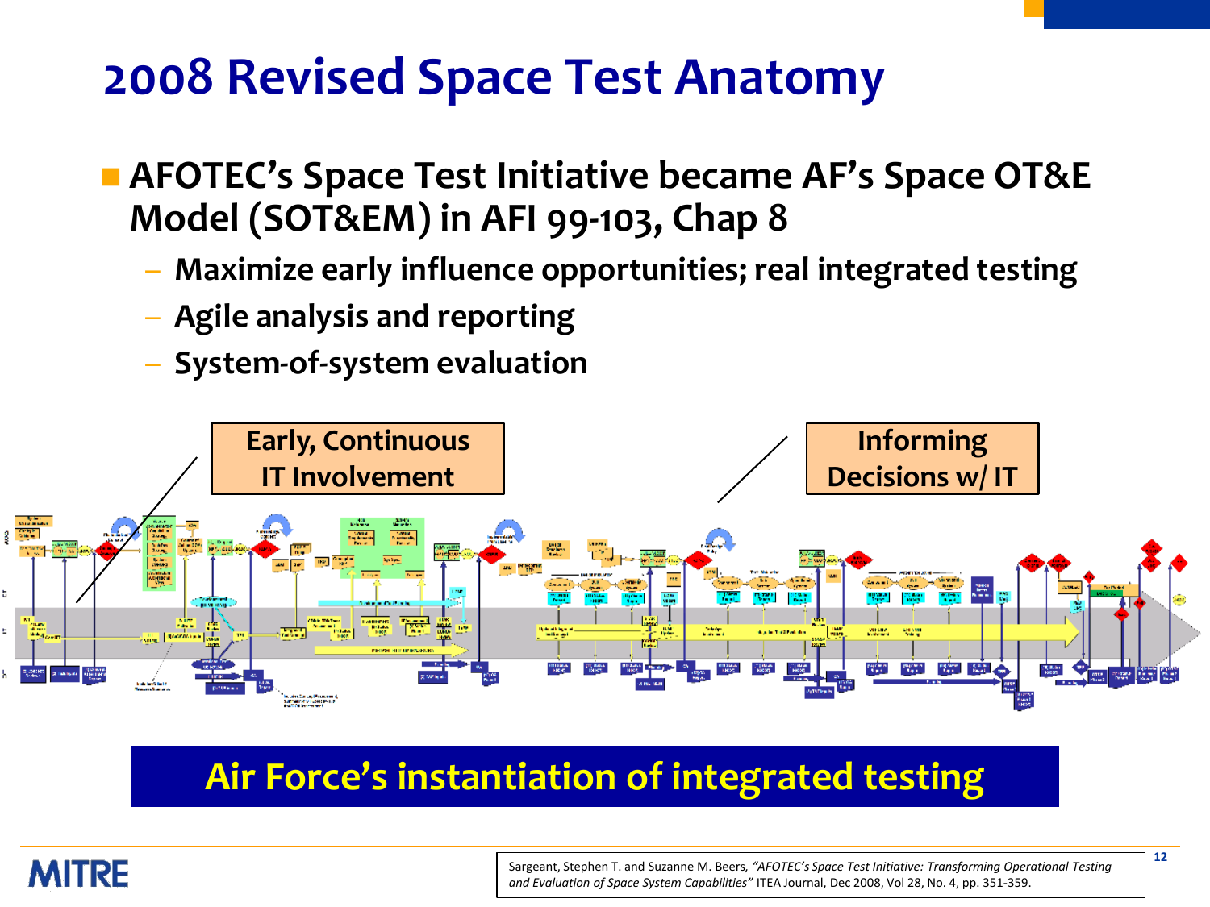# 2008 Revised Space Test Anatomy

- **AFOTEC's Space Test Initiative became AF's Space OT&E Model (SOT&EM) in AFI 99-103, Chap 8**
  - **Maximize early influence opportunities; real integrated testing**
  - **Agile analysis and reporting**
  - **System-of-system evaluation**

**Early, Continuous IT Involvement**

**Informing Decisions w/ IT**

**Air Force's instantiation of integrated testing**

Sargeant, Stephen T. and Suzanne M. Beers, *"AFOTEC's Space Test Initiative: Transforming Operational Testing and Evaluation of Space System Capabilities"* ITEA Journal, Dec 2008, Vol 28, No. 4, pp. 351-359.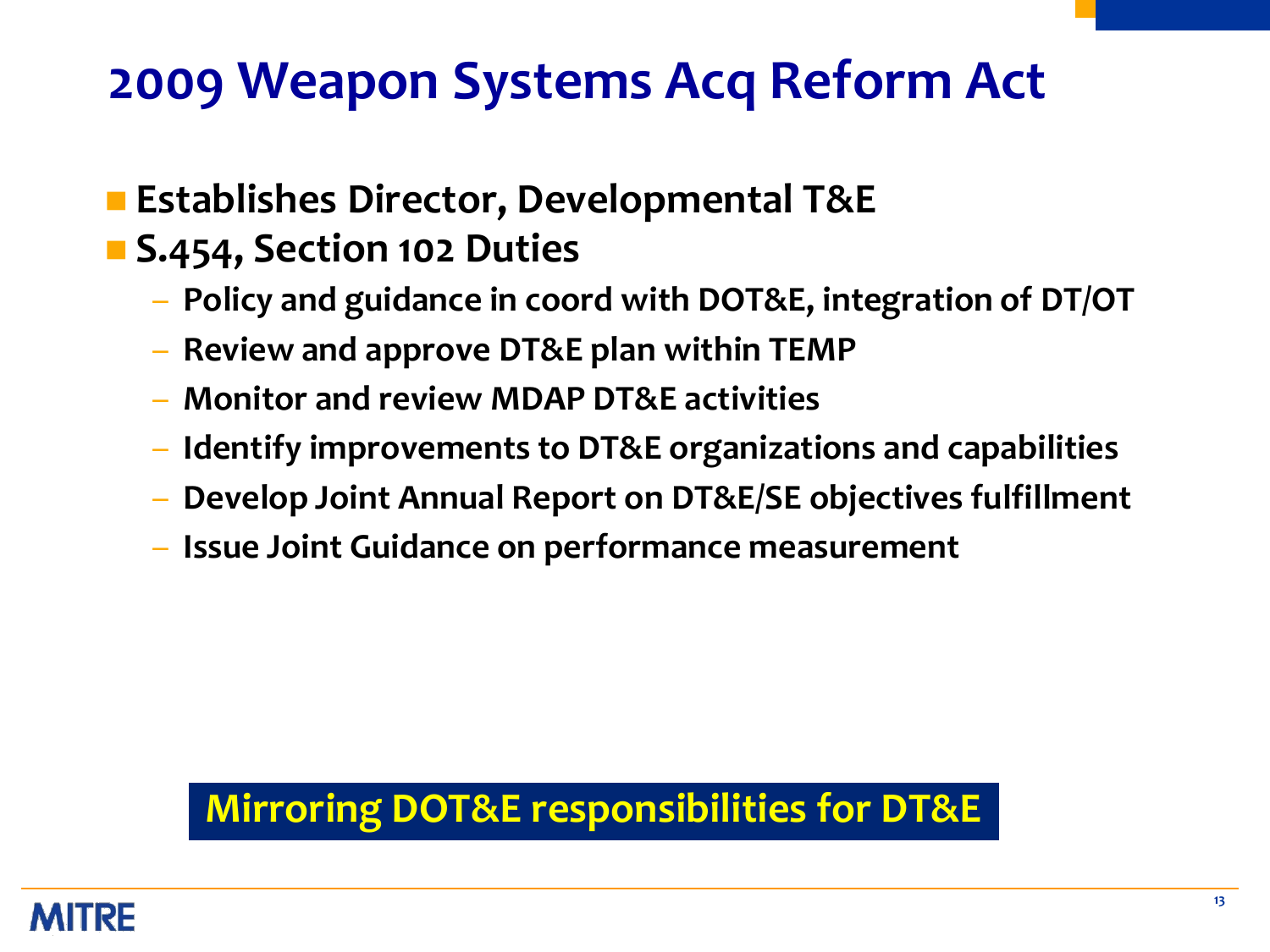# 2009 Weapon Systems Acq Reform Act

- **Establishes Director, Developmental T&E**
- **S.454, Section 102 Duties**
  - **Policy and guidance in coord with DOT&E, integration of DT/OT**
  - **Review and approve DT&E plan within TEMP**
  - **Monitor and review MDAP DT&E activities**
  - **Identify improvements to DT&E organizations and capabilities**
  - **Develop Joint Annual Report on DT&E/SE objectives fulfillment**
  - **Issue Joint Guidance on performance measurement**

**Mirroring DOT&E responsibilities for DT&E**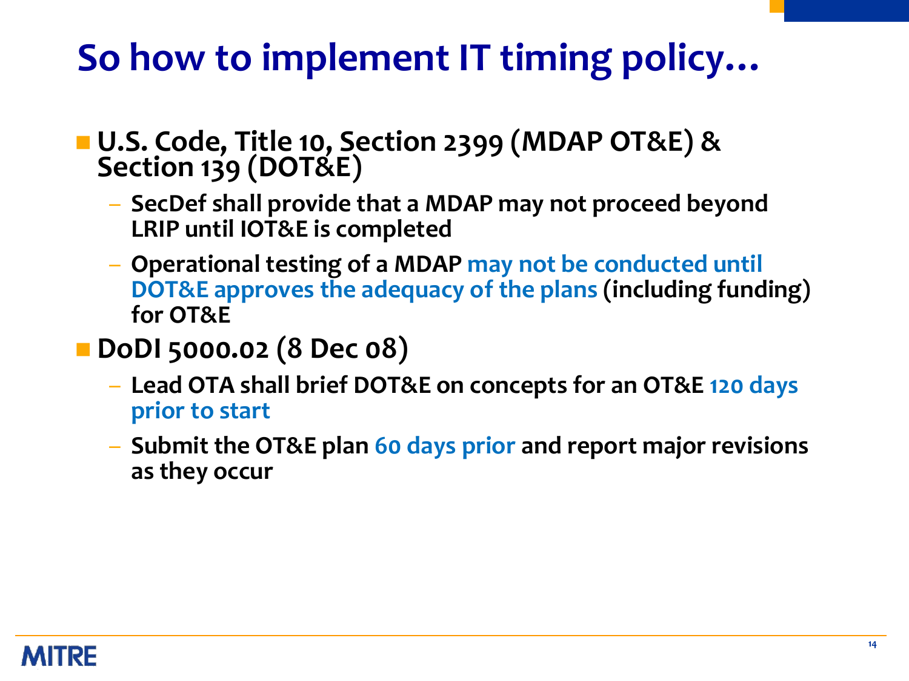# So how to implement IT timing policy…

- **U.S. Code, Title 10, Section 2399 (MDAP OT&E) & Section 139 (DOT&E)**
  - **SecDef shall provide that a MDAP may not proceed beyond LRIP until IOT&E is completed**
  - **Operational testing of a MDAP may not be conducted until DOT&E approves the adequacy of the plans (including funding) for OT&E**
- **DoDI 5000.02 (8 Dec 08)**
  - **Lead OTA shall brief DOT&E on concepts for an OT&E 120 days prior to start**
  - **Submit the OT&E plan 60 days prior and report major revisions as they occur**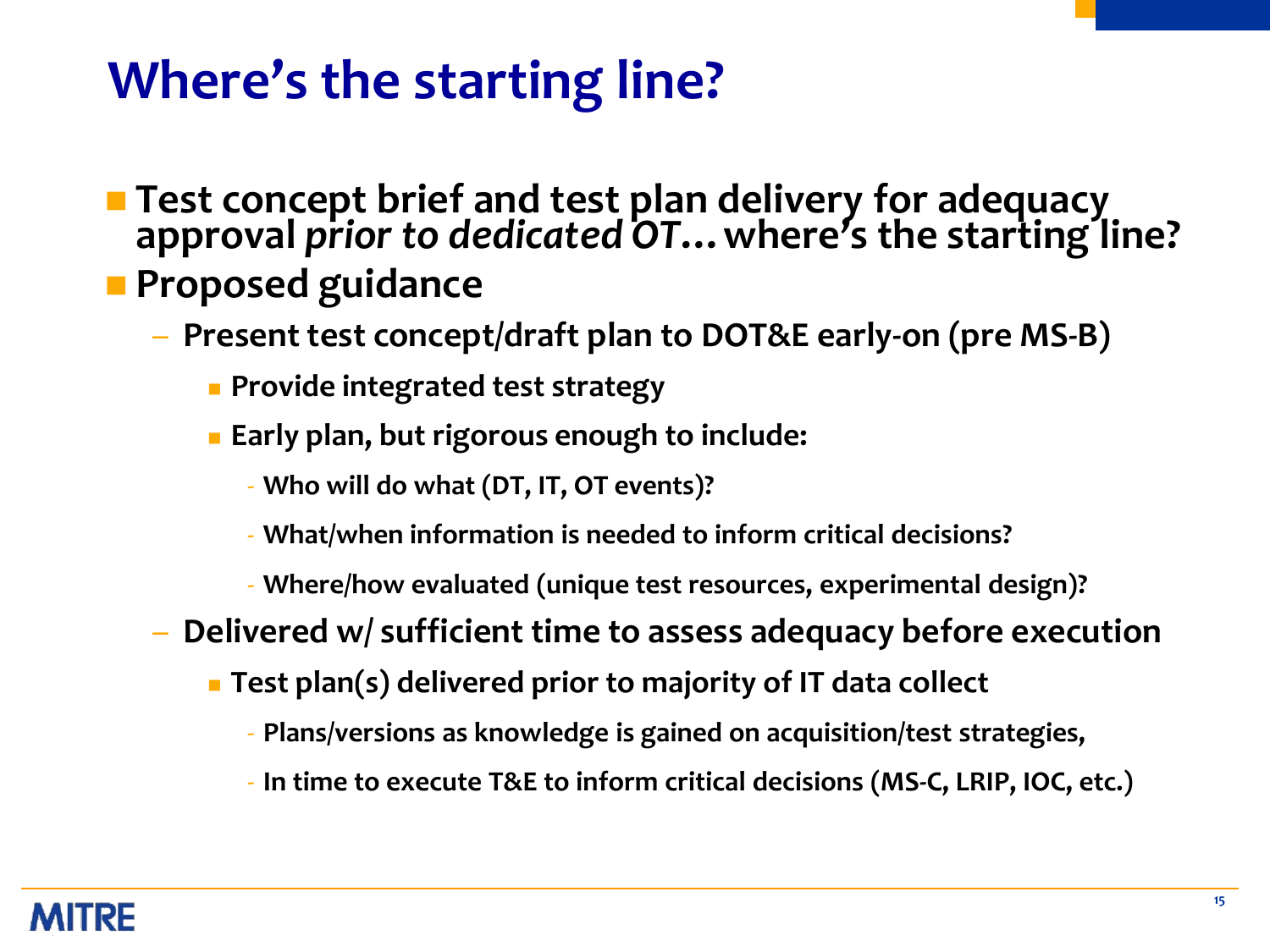# Where's the starting line?

- **Test concept brief and test plan delivery for adequacy approval *prior to dedicated OT…* where's the starting line?**
- **Proposed guidance**
  - **Present test concept/draft plan to DOT&E early-on (pre MS-B)**
    - **Provide integrated test strategy**
    - **Early plan, but rigorous enough to include:**
      - **Who will do what (DT, IT, OT events)?**
      - **What/when information is needed to inform critical decisions?**
      - **Where/how evaluated (unique test resources, experimental design)?**
  - **Delivered w/ sufficient time to assess adequacy before execution**
    - **Test plan(s) delivered prior to majority of IT data collect**
      - **Plans/versions as knowledge is gained on acquisition/test strategies,**
      - **In time to execute T&E to inform critical decisions (MS-C, LRIP, IOC, etc.)**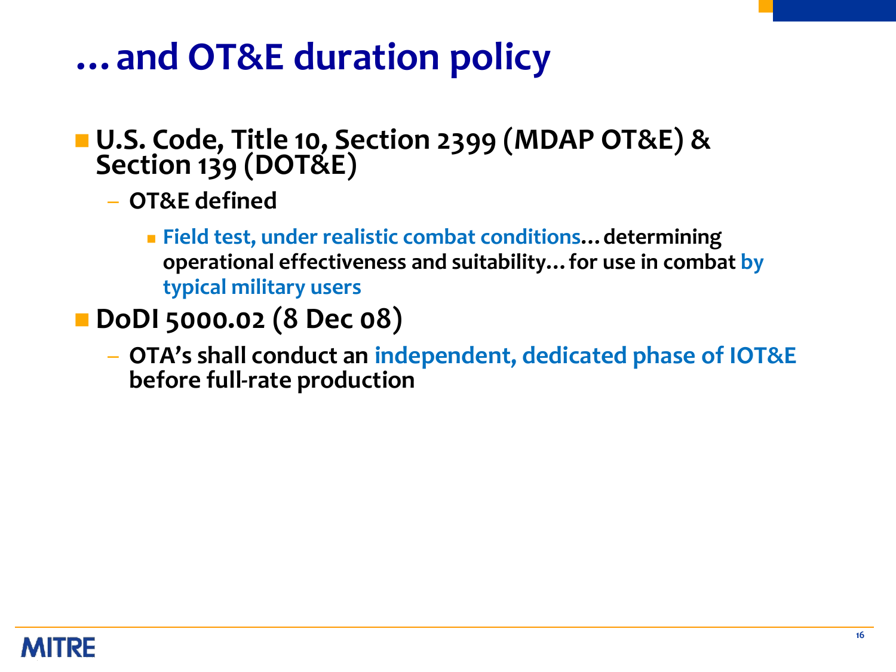# … and OT&E duration policy

- **U.S. Code, Title 10, Section 2399 (MDAP OT&E) & Section 139 (DOT&E)**
  - **OT&E defined**
    - **Field test, under realistic combat conditions… determining operational effectiveness and suitability… for use in combat by typical military users**
- **DoDI 5000.02 (8 Dec 08)**
  - **OTA's shall conduct an independent, dedicated phase of IOT&E before full-rate production**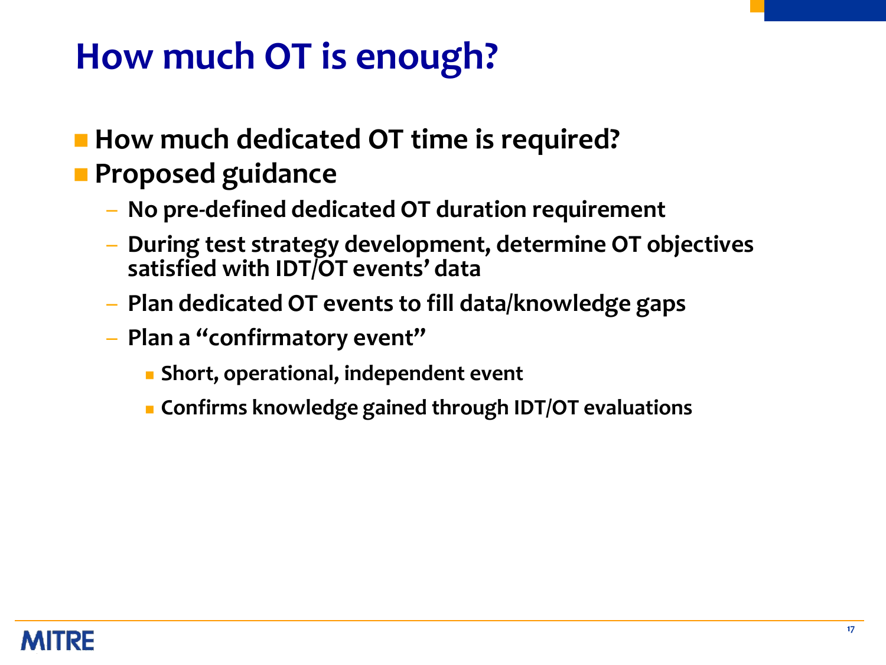# How much OT is enough?

- **How much dedicated OT time is required?**
- **Proposed guidance**
  - **No pre-defined dedicated OT duration requirement**
  - **During test strategy development, determine OT objectives satisfied with IDT/OT events' data**
  - **Plan dedicated OT events to fill data/knowledge gaps**
  - **Plan a "confirmatory event"**
    - **Short, operational, independent event**
    - **Confirms knowledge gained through IDT/OT evaluations**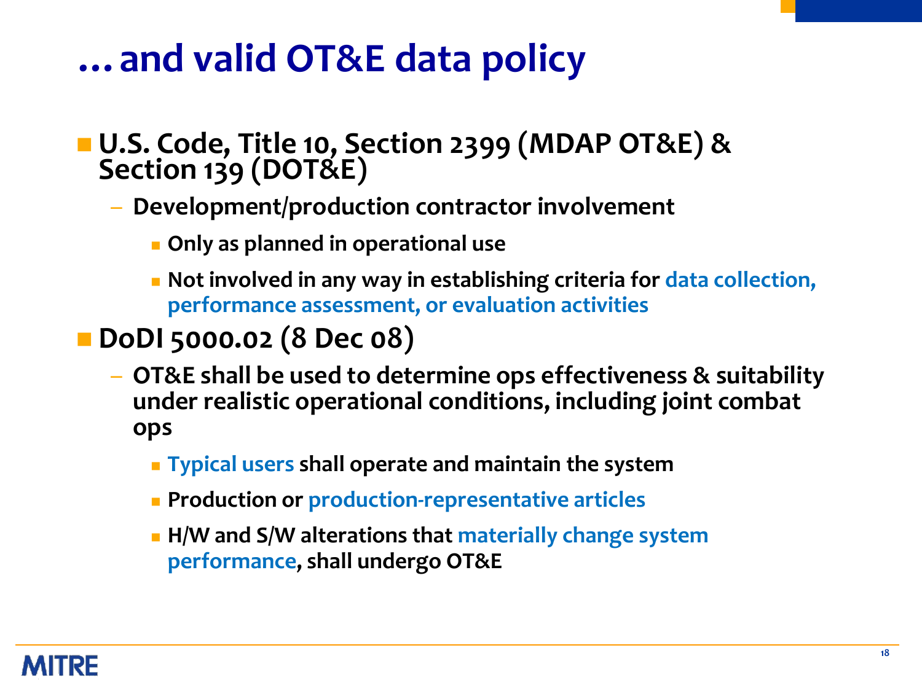# … and valid OT&E data policy

- **U.S. Code, Title 10, Section 2399 (MDAP OT&E) & Section 139 (DOT&E)**
  - **Development/production contractor involvement**
    - **Only as planned in operational use**
    - **Not involved in any way in establishing criteria for data collection, performance assessment, or evaluation activities**
- **DoDI 5000.02 (8 Dec 08)**
  - **OT&E shall be used to determine ops effectiveness & suitability under realistic operational conditions, including joint combat ops**
    - **Typical users shall operate and maintain the system**
    - **Production or production-representative articles**
    - **H/W and S/W alterations that materially change system performance, shall undergo OT&E**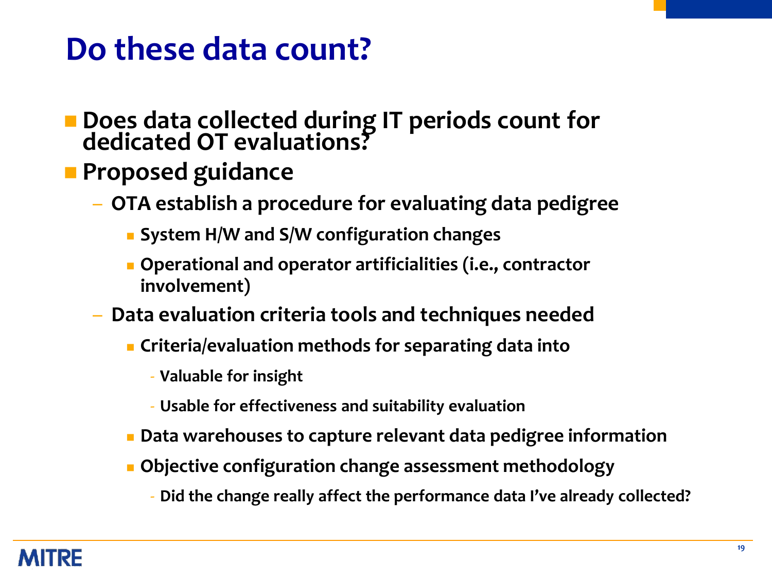# Do these data count?

- **Does data collected during IT periods count for dedicated OT evaluations?**
- **Proposed guidance**
  - **OTA establish a procedure for evaluating data pedigree**
    - **System H/W and S/W configuration changes**
    - **Operational and operator artificialities (i.e., contractor involvement)**
  - **Data evaluation criteria tools and techniques needed**
    - **Criteria/evaluation methods for separating data into**
      - **Valuable for insight**
      - **Usable for effectiveness and suitability evaluation**
    - **Data warehouses to capture relevant data pedigree information**
    - **Objective configuration change assessment methodology**
      - **Did the change really affect the performance data I've already collected?**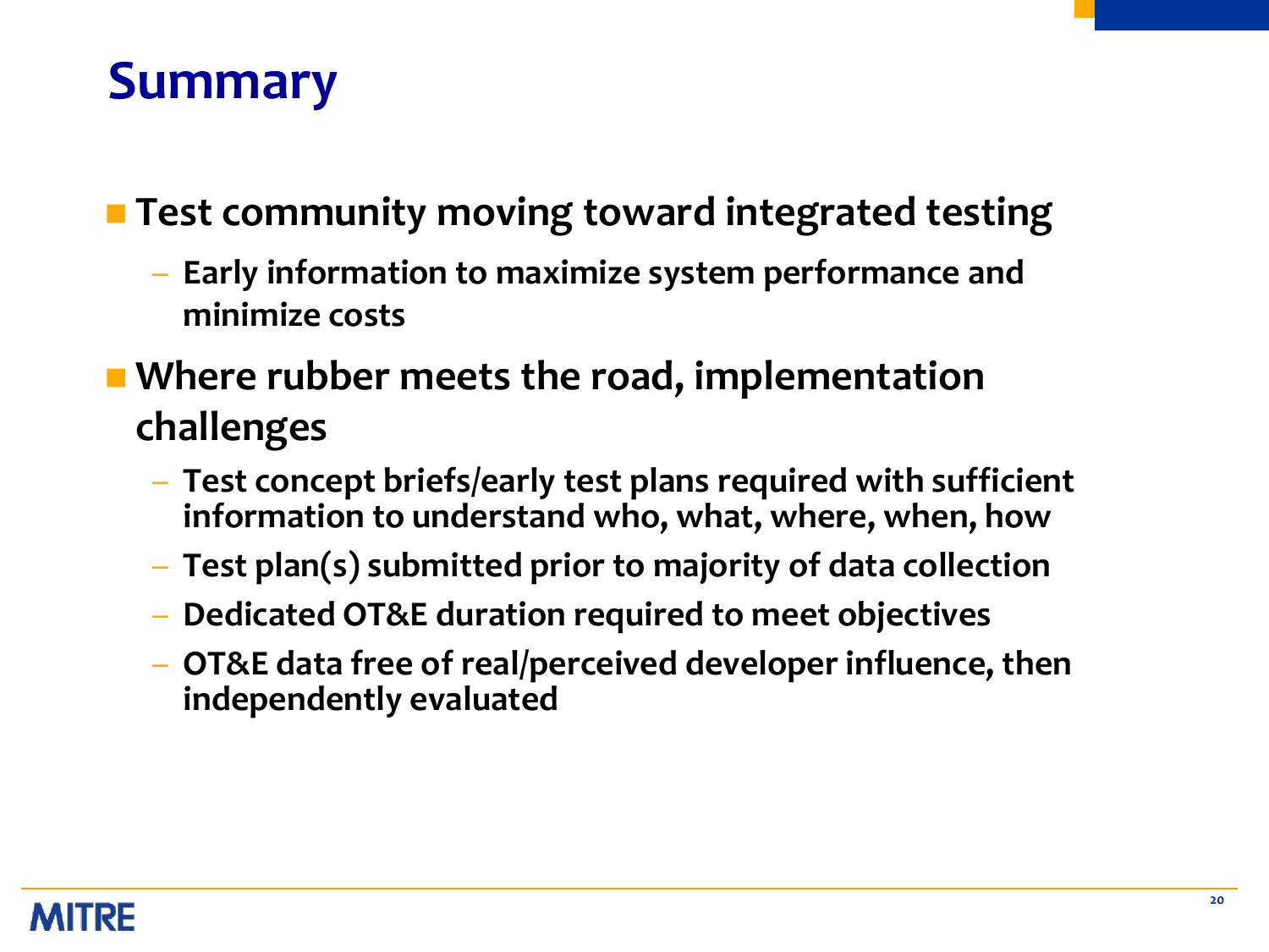# Summary

- **Test community moving toward integrated testing**
  - **Early information to maximize system performance and minimize costs**
- **Where rubber meets the road, implementation challenges**
  - **Test concept briefs/early test plans required with sufficient information to understand who, what, where, when, how**
  - **Test plan(s) submitted prior to majority of data collection**
  - **Dedicated OT&E duration required to meet objectives**
  - **OT&E data free of real/perceived developer influence, then independently evaluated**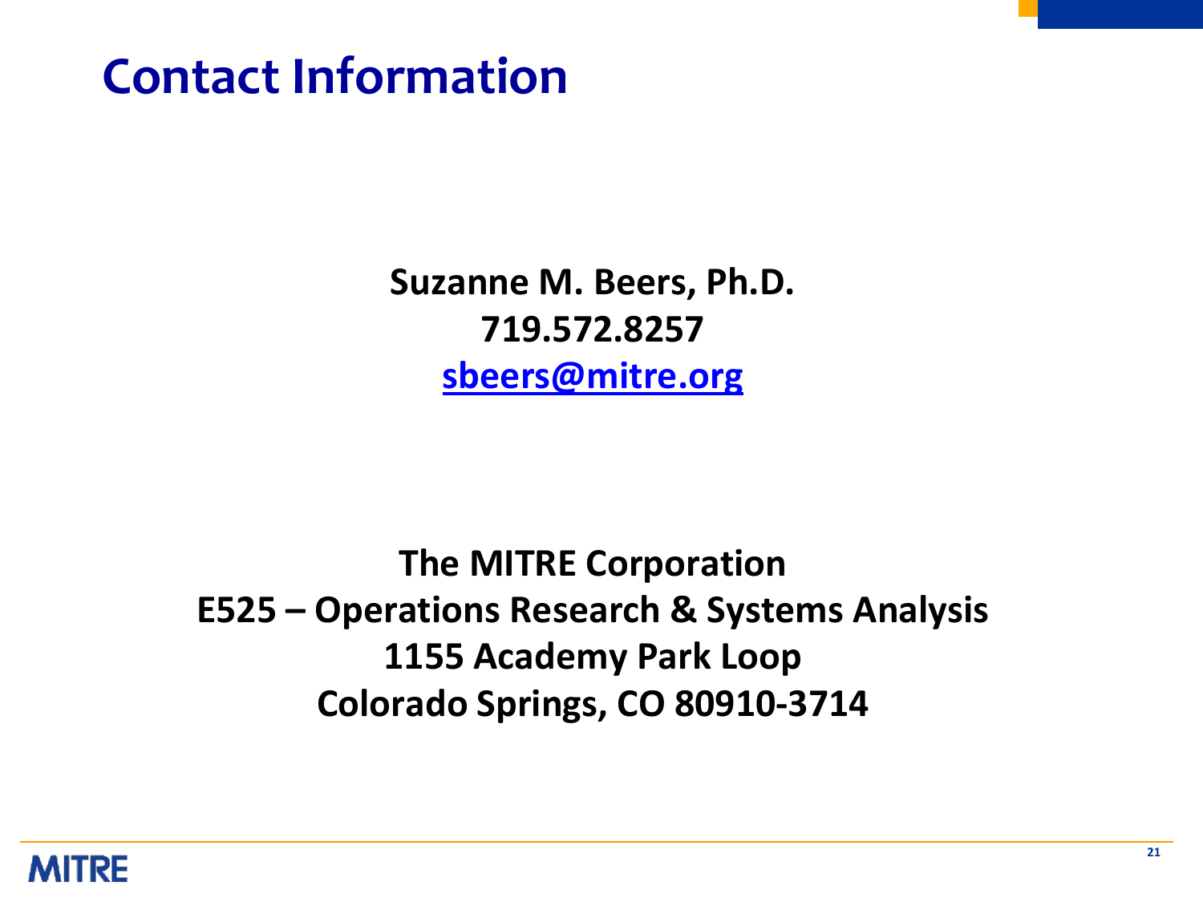# Contact Information

**Suzanne M. Beers, Ph.D.**
**719.572.8257**
**sbeers@mitre.org**

**The MITRE Corporation**
**E525 – Operations Research & Systems Analysis**
**1155 Academy Park Loop**
**Colorado Springs, CO 80910-3714**